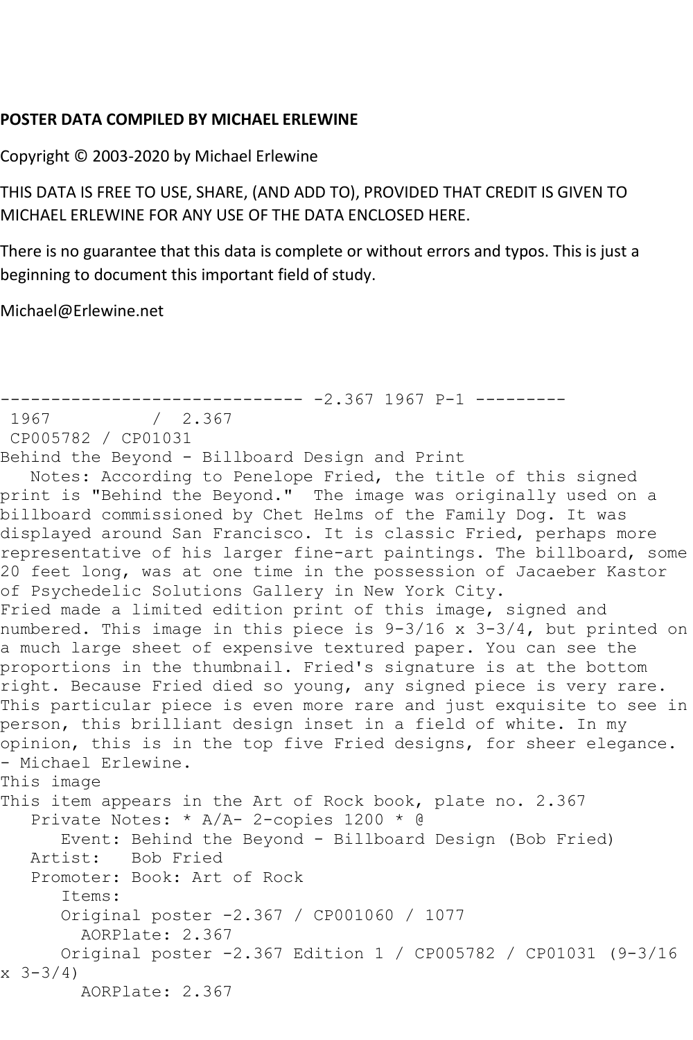**POSTER DATA COMPILED BY MICHAEL ERLEWINE**

Copyright © 2003-2020 by Michael Erlewine

THIS DATA IS FREE TO USE, SHARE, (AND ADD TO), PROVIDED THAT CREDIT IS GIVEN TO MICHAEL ERLEWINE FOR ANY USE OF THE DATA ENCLOSED HERE.

There is no guarantee that this data is complete or without errors and typos. This is just a beginning to document this important field of study.

Michael@Erlewine.net

```
------------------------------ -2.367 1967 P-1 ---------
 1967          /  2.367
 CP005782 / CP01031
Behind the Beyond - Billboard Design and Print
   Notes: According to Penelope Fried, the title of this signed
print is "Behind the Beyond."  The image was originally used on a
billboard commissioned by Chet Helms of the Family Dog. It was
displayed around San Francisco. It is classic Fried, perhaps more
representative of his larger fine-art paintings. The billboard, some
20 feet long, was at one time in the possession of Jacaeber Kastor
of Psychedelic Solutions Gallery in New York City.
Fried made a limited edition print of this image, signed and
numbered. This image in this piece is 9-3/16 x 3-3/4, but printed on
a much large sheet of expensive textured paper. You can see the
proportions in the thumbnail. Fried's signature is at the bottom
right. Because Fried died so young, any signed piece is very rare.
This particular piece is even more rare and just exquisite to see in
person, this brilliant design inset in a field of white. In my
opinion, this is in the top five Fried designs, for sheer elegance.
- Michael Erlewine.
This image
This item appears in the Art of Rock book, plate no. 2.367
   Private Notes: * A/A- 2-copies 1200 * @
      Event: Behind the Beyond - Billboard Design (Bob Fried)
   Artist:   Bob Fried
   Promoter: Book: Art of Rock
      Items:
      Original poster -2.367 / CP001060 / 1077
        AORPlate: 2.367
      Original poster -2.367 Edition 1 / CP005782 / CP01031 (9-3/16
x 3-3/4)
        AORPlate: 2.367
```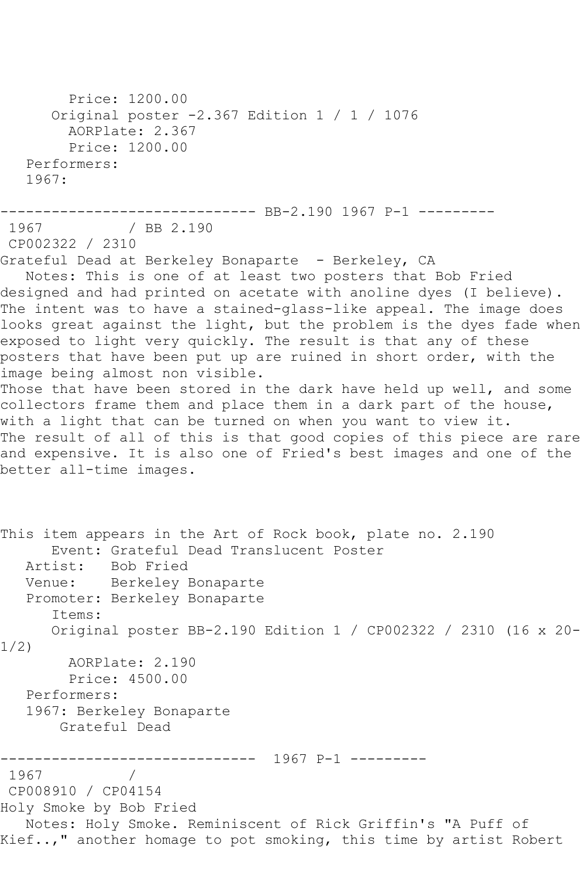Price: 1200.00
Original poster -2.367 Edition 1 / 1 / 1076
AORPlate: 2.367
Price: 1200.00
Performers:
1967:

------------------------------ BB-2.190 1967 P-1 ---------

1967 / BB 2.190
CP002322 / 2310

Grateful Dead at Berkeley Bonaparte - Berkeley, CA

Notes: This is one of at least two posters that Bob Fried designed and had printed on acetate with anoline dyes (I believe). The intent was to have a stained-glass-like appeal. The image does looks great against the light, but the problem is the dyes fade when exposed to light very quickly. The result is that any of these posters that have been put up are ruined in short order, with the image being almost non visible.
Those that have been stored in the dark have held up well, and some collectors frame them and place them in a dark part of the house, with a light that can be turned on when you want to view it.
The result of all of this is that good copies of this piece are rare and expensive. It is also one of Fried's best images and one of the better all-time images.

This item appears in the Art of Rock book, plate no. 2.190

Event: Grateful Dead Translucent Poster
Artist: Bob Fried
Venue: Berkeley Bonaparte
Promoter: Berkeley Bonaparte
Items:
Original poster BB-2.190 Edition 1 / CP002322 / 2310 (16 x 20-1/2)
AORPlate: 2.190
Price: 4500.00
Performers:
1967: Berkeley Bonaparte
Grateful Dead

------------------------------ 1967 P-1 ---------

1967 /
CP008910 / CP04154

Holy Smoke by Bob Fried

Notes: Holy Smoke. Reminiscent of Rick Griffin's "A Puff of Kief..," another homage to pot smoking, this time by artist Robert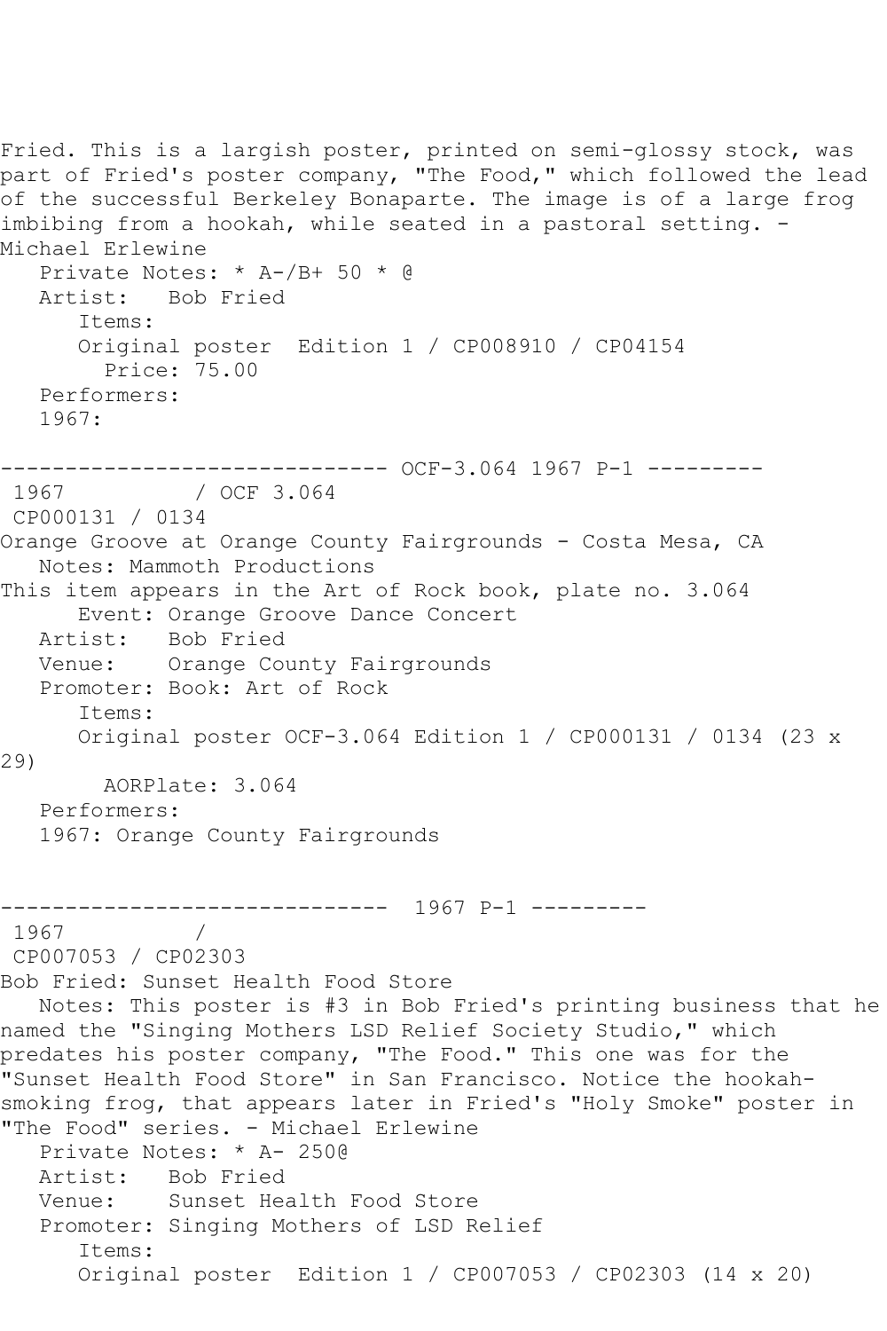Fried. This is a largish poster, printed on semi-glossy stock, was part of Fried's poster company, "The Food," which followed the lead of the successful Berkeley Bonaparte. The image is of a large frog imbibing from a hookah, while seated in a pastoral setting. - Michael Erlewine

Private Notes: * A-/B+ 50 * @
Artist: Bob Fried
Items:
Original poster Edition 1 / CP008910 / CP04154
Price: 75.00
Performers:
1967:

------------------------------ OCF-3.064 1967 P-1 ---------

1967 / OCF 3.064
CP000131 / 0134
Orange Groove at Orange County Fairgrounds - Costa Mesa, CA
Notes: Mammoth Productions
This item appears in the Art of Rock book, plate no. 3.064
Event: Orange Groove Dance Concert
Artist: Bob Fried
Venue: Orange County Fairgrounds
Promoter: Book: Art of Rock
Items:
Original poster OCF-3.064 Edition 1 / CP000131 / 0134 (23 x 29)
AORPlate: 3.064
Performers:
1967: Orange County Fairgrounds

------------------------------ 1967 P-1 ---------

1967 /
CP007053 / CP02303
Bob Fried: Sunset Health Food Store
Notes: This poster is #3 in Bob Fried's printing business that he named the "Singing Mothers LSD Relief Society Studio," which predates his poster company, "The Food." This one was for the "Sunset Health Food Store" in San Francisco. Notice the hookah-smoking frog, that appears later in Fried's "Holy Smoke" poster in "The Food" series. - Michael Erlewine
Private Notes: * A- 250@
Artist: Bob Fried
Venue: Sunset Health Food Store
Promoter: Singing Mothers of LSD Relief
Items:
Original poster Edition 1 / CP007053 / CP02303 (14 x 20)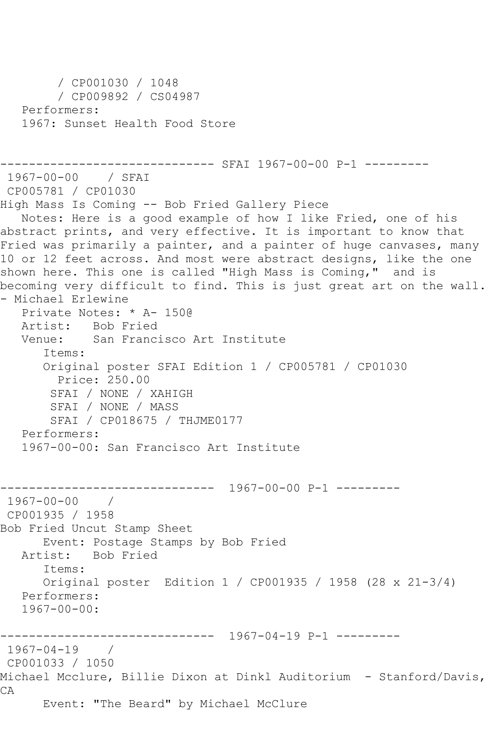```
        / CP001030 / 1048
        / CP009892 / CS04987
   Performers:
   1967: Sunset Health Food Store


------------------------------ SFAI 1967-00-00 P-1 ---------
 1967-00-00    / SFAI
 CP005781 / CP01030
High Mass Is Coming -- Bob Fried Gallery Piece
   Notes: Here is a good example of how I like Fried, one of his
abstract prints, and very effective. It is important to know that
Fried was primarily a painter, and a painter of huge canvases, many
10 or 12 feet across. And most were abstract designs, like the one
shown here. This one is called "High Mass is Coming,"  and is
becoming very difficult to find. This is just great art on the wall.
- Michael Erlewine
   Private Notes: * A- 150@
   Artist:   Bob Fried
   Venue:    San Francisco Art Institute
      Items:
      Original poster SFAI Edition 1 / CP005781 / CP01030
        Price: 250.00
       SFAI / NONE / XAHIGH
       SFAI / NONE / MASS
       SFAI / CP018675 / THJME0177
   Performers:
   1967-00-00: San Francisco Art Institute


------------------------------  1967-00-00 P-1 ---------
 1967-00-00    /
 CP001935 / 1958
Bob Fried Uncut Stamp Sheet
      Event: Postage Stamps by Bob Fried
   Artist:   Bob Fried
      Items:
      Original poster  Edition 1 / CP001935 / 1958 (28 x 21-3/4)
   Performers:
   1967-00-00:

------------------------------  1967-04-19 P-1 ---------
 1967-04-19    /
 CP001033 / 1050
Michael Mcclure, Billie Dixon at Dinkl Auditorium  - Stanford/Davis,
CA
      Event: "The Beard" by Michael McClure
```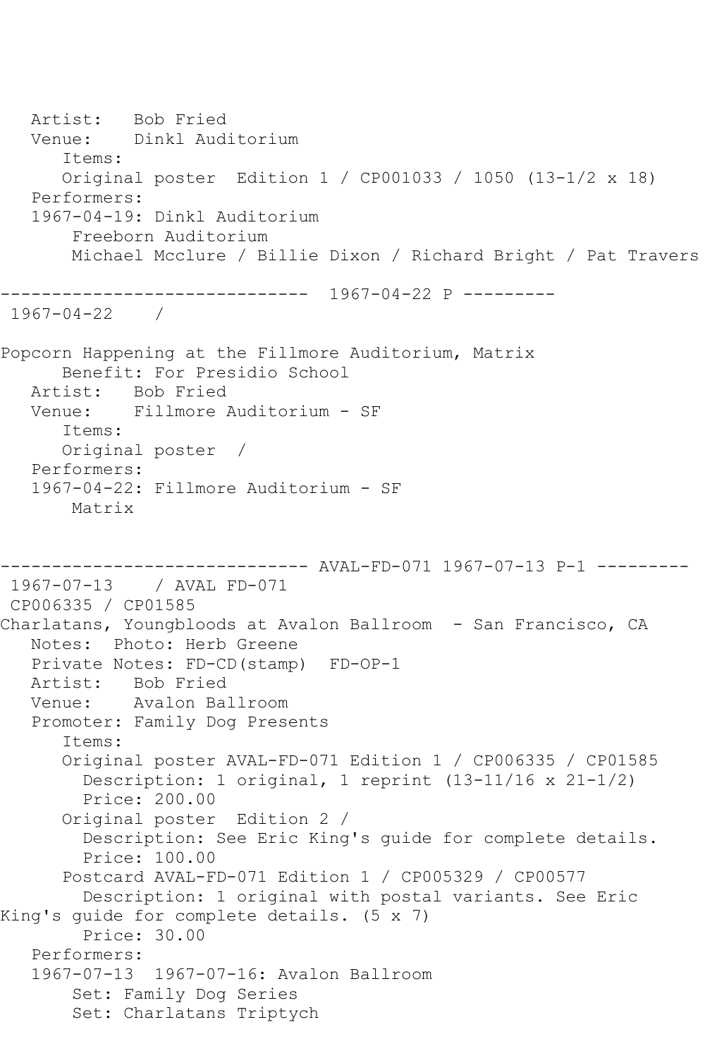```
   Artist:   Bob Fried
   Venue:    Dinkl Auditorium
      Items:
      Original poster  Edition 1 / CP001033 / 1050 (13-1/2 x 18)
   Performers:
   1967-04-19: Dinkl Auditorium
       Freeborn Auditorium
       Michael Mcclure / Billie Dixon / Richard Bright / Pat Travers

------------------------------  1967-04-22 P ---------
 1967-04-22    /

Popcorn Happening at the Fillmore Auditorium, Matrix
      Benefit: For Presidio School
   Artist:   Bob Fried
   Venue:    Fillmore Auditorium - SF
      Items:
      Original poster  /
   Performers:
   1967-04-22: Fillmore Auditorium - SF
       Matrix


------------------------------ AVAL-FD-071 1967-07-13 P-1 ---------
 1967-07-13    / AVAL FD-071
 CP006335 / CP01585
Charlatans, Youngbloods at Avalon Ballroom  - San Francisco, CA
   Notes:  Photo: Herb Greene
   Private Notes: FD-CD(stamp)  FD-OP-1
   Artist:   Bob Fried
   Venue:    Avalon Ballroom
   Promoter: Family Dog Presents
      Items:
      Original poster AVAL-FD-071 Edition 1 / CP006335 / CP01585
        Description: 1 original, 1 reprint (13-11/16 x 21-1/2)
        Price: 200.00
      Original poster  Edition 2 /
        Description: See Eric King's guide for complete details.
        Price: 100.00
      Postcard AVAL-FD-071 Edition 1 / CP005329 / CP00577
        Description: 1 original with postal variants. See Eric
King's guide for complete details. (5 x 7)
        Price: 30.00
   Performers:
   1967-07-13  1967-07-16: Avalon Ballroom
       Set: Family Dog Series
       Set: Charlatans Triptych
```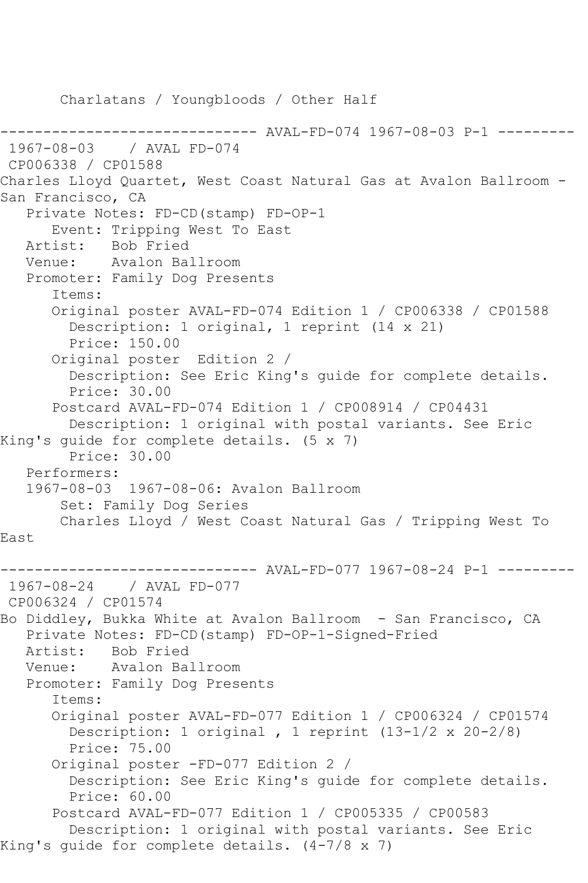Charlatans / Youngbloods / Other Half

------------------------------ AVAL-FD-074 1967-08-03 P-1 ---------

1967-08-03 / AVAL FD-074
CP006338 / CP01588
Charles Lloyd Quartet, West Coast Natural Gas at Avalon Ballroom - San Francisco, CA
Private Notes: FD-CD(stamp) FD-OP-1
Event: Tripping West To East
Artist: Bob Fried
Venue: Avalon Ballroom
Promoter: Family Dog Presents
Items:
Original poster AVAL-FD-074 Edition 1 / CP006338 / CP01588
Description: 1 original, 1 reprint (14 x 21)
Price: 150.00
Original poster Edition 2 /
Description: See Eric King's guide for complete details.
Price: 30.00
Postcard AVAL-FD-074 Edition 1 / CP008914 / CP04431
Description: 1 original with postal variants. See Eric King's guide for complete details. (5 x 7)
Price: 30.00
Performers:
1967-08-03 1967-08-06: Avalon Ballroom
Set: Family Dog Series
Charles Lloyd / West Coast Natural Gas / Tripping West To East

------------------------------ AVAL-FD-077 1967-08-24 P-1 ---------

1967-08-24 / AVAL FD-077
CP006324 / CP01574
Bo Diddley, Bukka White at Avalon Ballroom - San Francisco, CA
Private Notes: FD-CD(stamp) FD-OP-1-Signed-Fried
Artist: Bob Fried
Venue: Avalon Ballroom
Promoter: Family Dog Presents
Items:
Original poster AVAL-FD-077 Edition 1 / CP006324 / CP01574
Description: 1 original , 1 reprint (13-1/2 x 20-2/8)
Price: 75.00
Original poster -FD-077 Edition 2 /
Description: See Eric King's guide for complete details.
Price: 60.00
Postcard AVAL-FD-077 Edition 1 / CP005335 / CP00583
Description: 1 original with postal variants. See Eric King's guide for complete details. (4-7/8 x 7)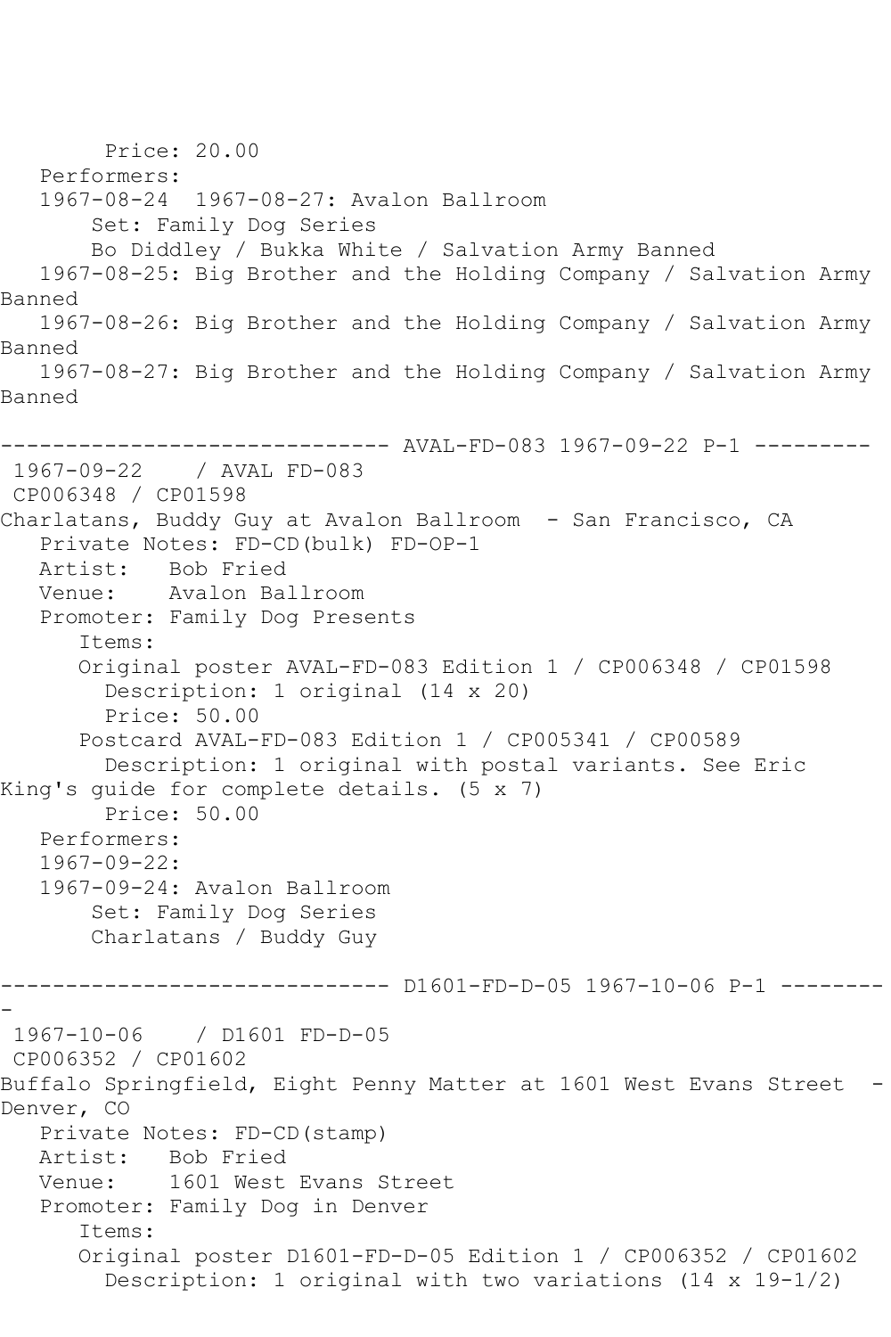Price: 20.00
   Performers:
   1967-08-24  1967-08-27: Avalon Ballroom
       Set: Family Dog Series
       Bo Diddley / Bukka White / Salvation Army Banned
   1967-08-25: Big Brother and the Holding Company / Salvation Army Banned
   1967-08-26: Big Brother and the Holding Company / Salvation Army Banned
   1967-08-27: Big Brother and the Holding Company / Salvation Army Banned

------------------------------ AVAL-FD-083 1967-09-22 P-1 ---------
 1967-09-22    / AVAL FD-083
 CP006348 / CP01598
Charlatans, Buddy Guy at Avalon Ballroom  - San Francisco, CA
   Private Notes: FD-CD(bulk) FD-OP-1
   Artist:   Bob Fried
   Venue:    Avalon Ballroom
   Promoter: Family Dog Presents
      Items:
      Original poster AVAL-FD-083 Edition 1 / CP006348 / CP01598
        Description: 1 original (14 x 20)
        Price: 50.00
      Postcard AVAL-FD-083 Edition 1 / CP005341 / CP00589
        Description: 1 original with postal variants. See Eric King's guide for complete details. (5 x 7)
        Price: 50.00
   Performers:
   1967-09-22:
   1967-09-24: Avalon Ballroom
       Set: Family Dog Series
       Charlatans / Buddy Guy

------------------------------ D1601-FD-D-05 1967-10-06 P-1 ---------
 1967-10-06    / D1601 FD-D-05
 CP006352 / CP01602
Buffalo Springfield, Eight Penny Matter at 1601 West Evans Street  - Denver, CO
   Private Notes: FD-CD(stamp)
   Artist:   Bob Fried
   Venue:    1601 West Evans Street
   Promoter: Family Dog in Denver
      Items:
      Original poster D1601-FD-D-05 Edition 1 / CP006352 / CP01602
        Description: 1 original with two variations (14 x 19-1/2)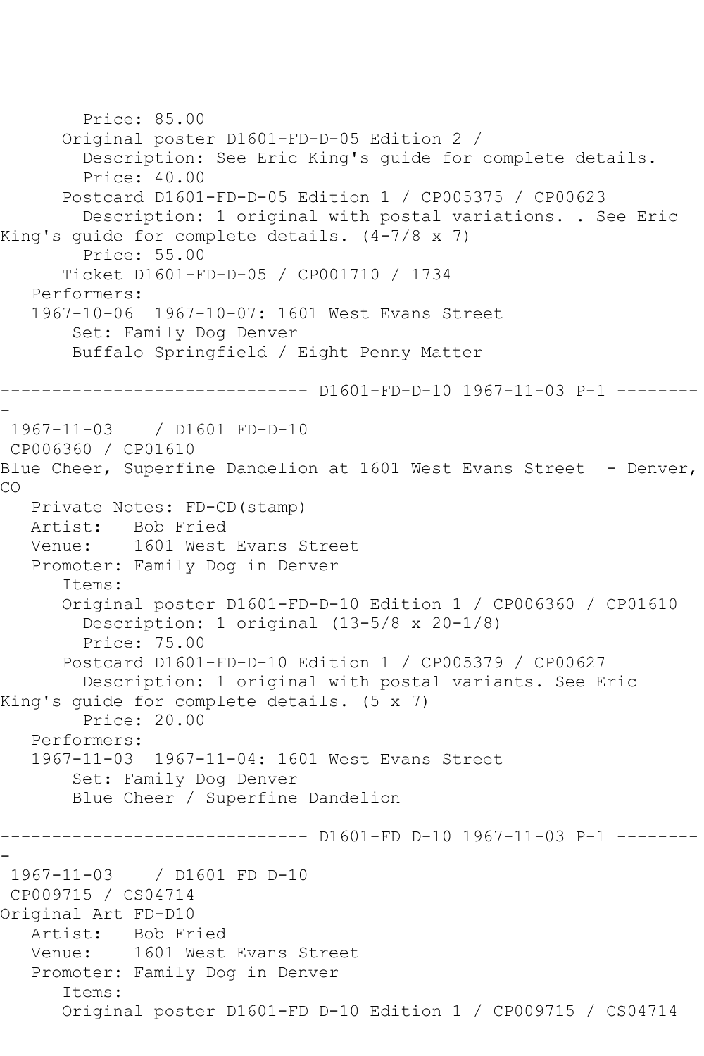Price: 85.00
Original poster D1601-FD-D-05 Edition 2 /
Description: See Eric King's guide for complete details.
Price: 40.00
Postcard D1601-FD-D-05 Edition 1 / CP005375 / CP00623
Description: 1 original with postal variations. . See Eric King's guide for complete details. (4-7/8 x 7)
Price: 55.00
Ticket D1601-FD-D-05 / CP001710 / 1734
Performers:
1967-10-06 1967-10-07: 1601 West Evans Street
Set: Family Dog Denver
Buffalo Springfield / Eight Penny Matter

------------------------------ D1601-FD-D-10 1967-11-03 P-1 ---------

1967-11-03 / D1601 FD-D-10
CP006360 / CP01610
Blue Cheer, Superfine Dandelion at 1601 West Evans Street - Denver, CO
Private Notes: FD-CD(stamp)
Artist: Bob Fried
Venue: 1601 West Evans Street
Promoter: Family Dog in Denver
Items:
Original poster D1601-FD-D-10 Edition 1 / CP006360 / CP01610
Description: 1 original (13-5/8 x 20-1/8)
Price: 75.00
Postcard D1601-FD-D-10 Edition 1 / CP005379 / CP00627
Description: 1 original with postal variants. See Eric King's guide for complete details. (5 x 7)
Price: 20.00
Performers:
1967-11-03 1967-11-04: 1601 West Evans Street
Set: Family Dog Denver
Blue Cheer / Superfine Dandelion

------------------------------ D1601-FD D-10 1967-11-03 P-1 ---------

1967-11-03 / D1601 FD D-10
CP009715 / CS04714
Original Art FD-D10
Artist: Bob Fried
Venue: 1601 West Evans Street
Promoter: Family Dog in Denver
Items:
Original poster D1601-FD D-10 Edition 1 / CP009715 / CS04714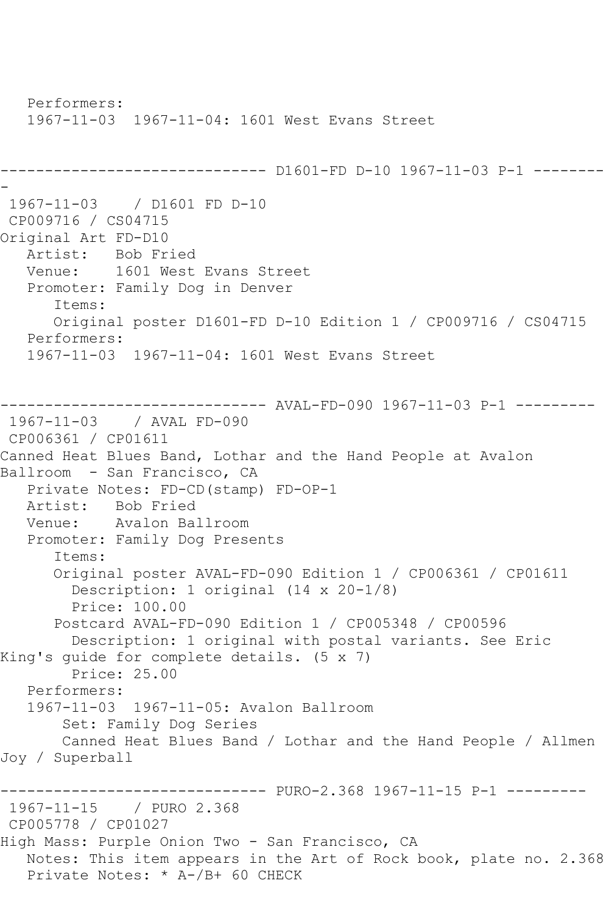```
   Performers:
   1967-11-03  1967-11-04: 1601 West Evans Street


------------------------------ D1601-FD D-10 1967-11-03 P-1 --------
-
 1967-11-03    / D1601 FD D-10
 CP009716 / CS04715
Original Art FD-D10
   Artist:   Bob Fried
   Venue:    1601 West Evans Street
   Promoter: Family Dog in Denver
      Items:
      Original poster D1601-FD D-10 Edition 1 / CP009716 / CS04715
   Performers:
   1967-11-03  1967-11-04: 1601 West Evans Street


------------------------------ AVAL-FD-090 1967-11-03 P-1 ---------
 1967-11-03    / AVAL FD-090
 CP006361 / CP01611
Canned Heat Blues Band, Lothar and the Hand People at Avalon
Ballroom  - San Francisco, CA
   Private Notes: FD-CD(stamp) FD-OP-1
   Artist:   Bob Fried
   Venue:    Avalon Ballroom
   Promoter: Family Dog Presents
      Items:
      Original poster AVAL-FD-090 Edition 1 / CP006361 / CP01611
        Description: 1 original (14 x 20-1/8)
        Price: 100.00
      Postcard AVAL-FD-090 Edition 1 / CP005348 / CP00596
        Description: 1 original with postal variants. See Eric
King's guide for complete details. (5 x 7)
        Price: 25.00
   Performers:
   1967-11-03  1967-11-05: Avalon Ballroom
       Set: Family Dog Series
       Canned Heat Blues Band / Lothar and the Hand People / Allmen
Joy / Superball

------------------------------ PURO-2.368 1967-11-15 P-1 ---------
 1967-11-15    / PURO 2.368
 CP005778 / CP01027
High Mass: Purple Onion Two - San Francisco, CA
   Notes: This item appears in the Art of Rock book, plate no. 2.368
   Private Notes: * A-/B+ 60 CHECK
```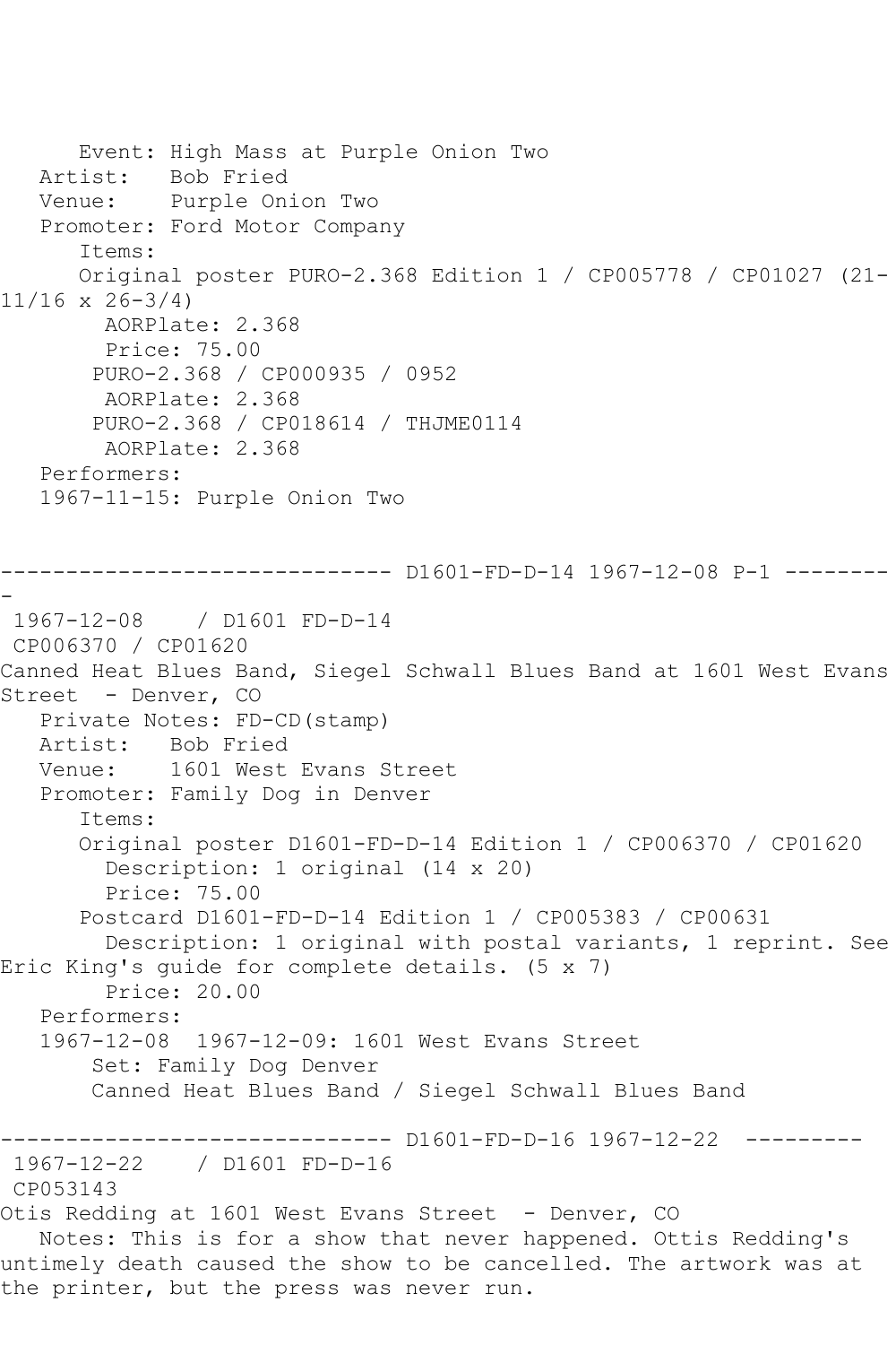Event: High Mass at Purple Onion Two
Artist: Bob Fried
Venue: Purple Onion Two
Promoter: Ford Motor Company
Items:
Original poster PURO-2.368 Edition 1 / CP005778 / CP01027 (21-11/16 x 26-3/4)
AORPlate: 2.368
Price: 75.00
PURO-2.368 / CP000935 / 0952
AORPlate: 2.368
PURO-2.368 / CP018614 / THJME0114
AORPlate: 2.368
Performers:
1967-11-15: Purple Onion Two

------------------------------ D1601-FD-D-14 1967-12-08 P-1 ---------

1967-12-08 / D1601 FD-D-14
CP006370 / CP01620
Canned Heat Blues Band, Siegel Schwall Blues Band at 1601 West Evans Street - Denver, CO
Private Notes: FD-CD(stamp)
Artist: Bob Fried
Venue: 1601 West Evans Street
Promoter: Family Dog in Denver
Items:
Original poster D1601-FD-D-14 Edition 1 / CP006370 / CP01620
Description: 1 original (14 x 20)
Price: 75.00
Postcard D1601-FD-D-14 Edition 1 / CP005383 / CP00631
Description: 1 original with postal variants, 1 reprint. See Eric King's guide for complete details. (5 x 7)
Price: 20.00
Performers:
1967-12-08 1967-12-09: 1601 West Evans Street
Set: Family Dog Denver
Canned Heat Blues Band / Siegel Schwall Blues Band

------------------------------ D1601-FD-D-16 1967-12-22 ---------

1967-12-22 / D1601 FD-D-16
CP053143
Otis Redding at 1601 West Evans Street - Denver, CO
Notes: This is for a show that never happened. Ottis Redding's untimely death caused the show to be cancelled. The artwork was at the printer, but the press was never run.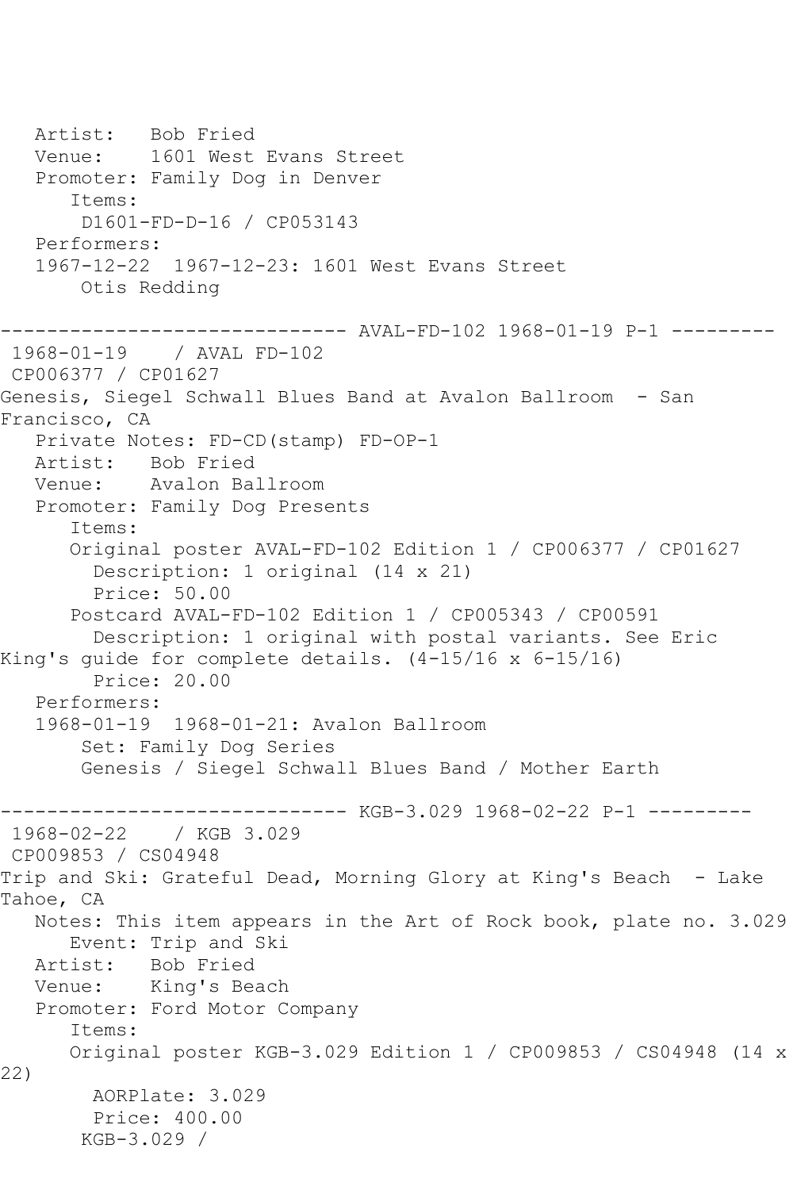```
   Artist:   Bob Fried
   Venue:    1601 West Evans Street
   Promoter: Family Dog in Denver
      Items:
       D1601-FD-D-16 / CP053143
   Performers:
   1967-12-22  1967-12-23: 1601 West Evans Street
       Otis Redding

------------------------------ AVAL-FD-102 1968-01-19 P-1 ---------
 1968-01-19    / AVAL FD-102
 CP006377 / CP01627
Genesis, Siegel Schwall Blues Band at Avalon Ballroom  - San
Francisco, CA
   Private Notes: FD-CD(stamp) FD-OP-1
   Artist:   Bob Fried
   Venue:    Avalon Ballroom
   Promoter: Family Dog Presents
      Items:
      Original poster AVAL-FD-102 Edition 1 / CP006377 / CP01627
        Description: 1 original (14 x 21)
        Price: 50.00
      Postcard AVAL-FD-102 Edition 1 / CP005343 / CP00591
        Description: 1 original with postal variants. See Eric
King's guide for complete details. (4-15/16 x 6-15/16)
        Price: 20.00
   Performers:
   1968-01-19  1968-01-21: Avalon Ballroom
       Set: Family Dog Series
       Genesis / Siegel Schwall Blues Band / Mother Earth

------------------------------ KGB-3.029 1968-02-22 P-1 ---------
 1968-02-22    / KGB 3.029
 CP009853 / CS04948
Trip and Ski: Grateful Dead, Morning Glory at King's Beach  - Lake
Tahoe, CA
   Notes: This item appears in the Art of Rock book, plate no. 3.029
      Event: Trip and Ski
   Artist:   Bob Fried
   Venue:    King's Beach
   Promoter: Ford Motor Company
      Items:
      Original poster KGB-3.029 Edition 1 / CP009853 / CS04948 (14 x
22)
        AORPlate: 3.029
        Price: 400.00
       KGB-3.029 /
```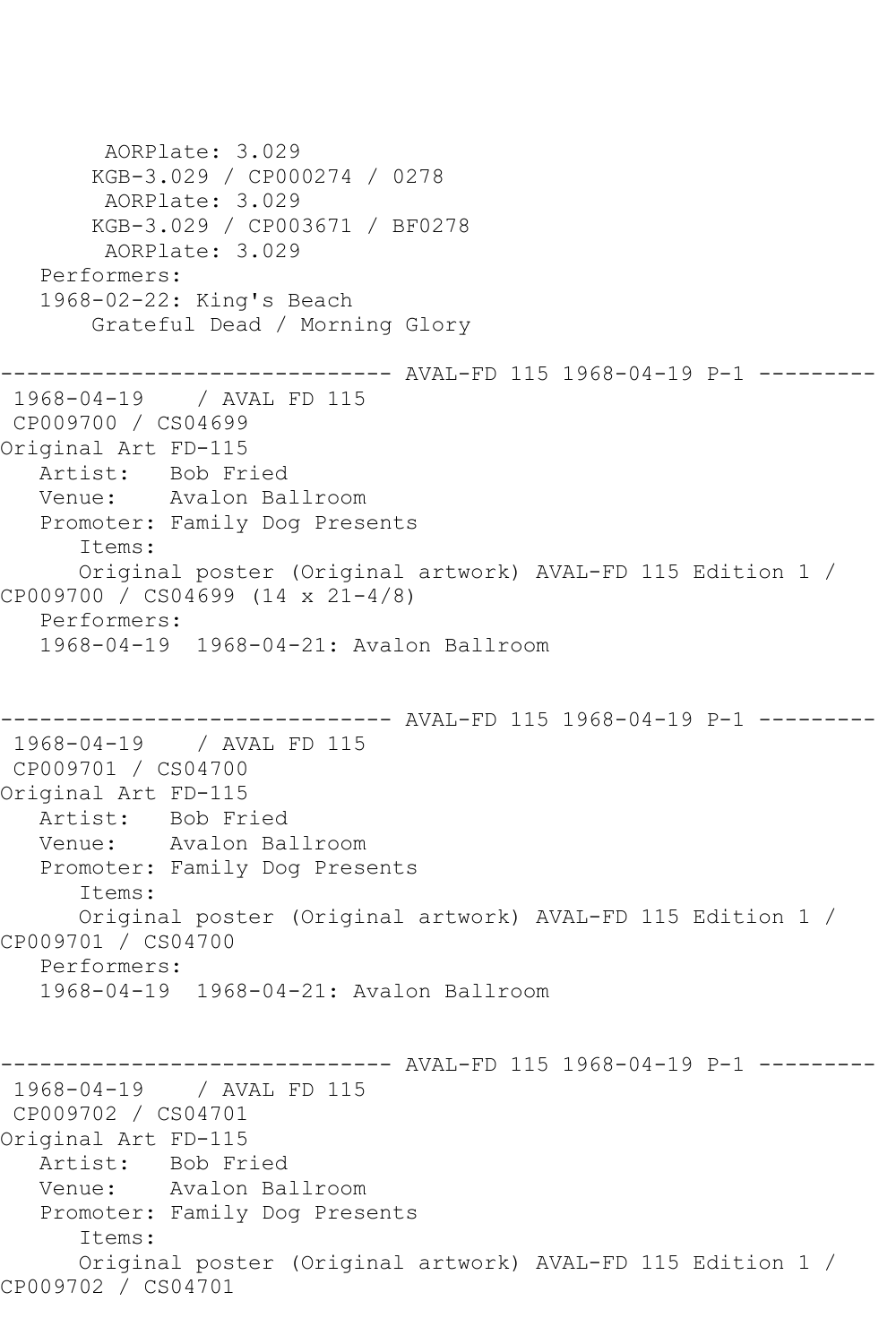```
        AORPlate: 3.029
       KGB-3.029 / CP000274 / 0278
        AORPlate: 3.029
       KGB-3.029 / CP003671 / BF0278
        AORPlate: 3.029
   Performers:
   1968-02-22: King's Beach
       Grateful Dead / Morning Glory

------------------------------ AVAL-FD 115 1968-04-19 P-1 ---------
 1968-04-19    / AVAL FD 115
 CP009700 / CS04699
Original Art FD-115
   Artist:   Bob Fried
   Venue:    Avalon Ballroom
   Promoter: Family Dog Presents
      Items:
      Original poster (Original artwork) AVAL-FD 115 Edition 1 / 
CP009700 / CS04699 (14 x 21-4/8)
   Performers:
   1968-04-19  1968-04-21: Avalon Ballroom


------------------------------ AVAL-FD 115 1968-04-19 P-1 ---------
 1968-04-19    / AVAL FD 115
 CP009701 / CS04700
Original Art FD-115
   Artist:   Bob Fried
   Venue:    Avalon Ballroom
   Promoter: Family Dog Presents
      Items:
      Original poster (Original artwork) AVAL-FD 115 Edition 1 / 
CP009701 / CS04700
   Performers:
   1968-04-19  1968-04-21: Avalon Ballroom


------------------------------ AVAL-FD 115 1968-04-19 P-1 ---------
 1968-04-19    / AVAL FD 115
 CP009702 / CS04701
Original Art FD-115
   Artist:   Bob Fried
   Venue:    Avalon Ballroom
   Promoter: Family Dog Presents
      Items:
      Original poster (Original artwork) AVAL-FD 115 Edition 1 / 
CP009702 / CS04701
```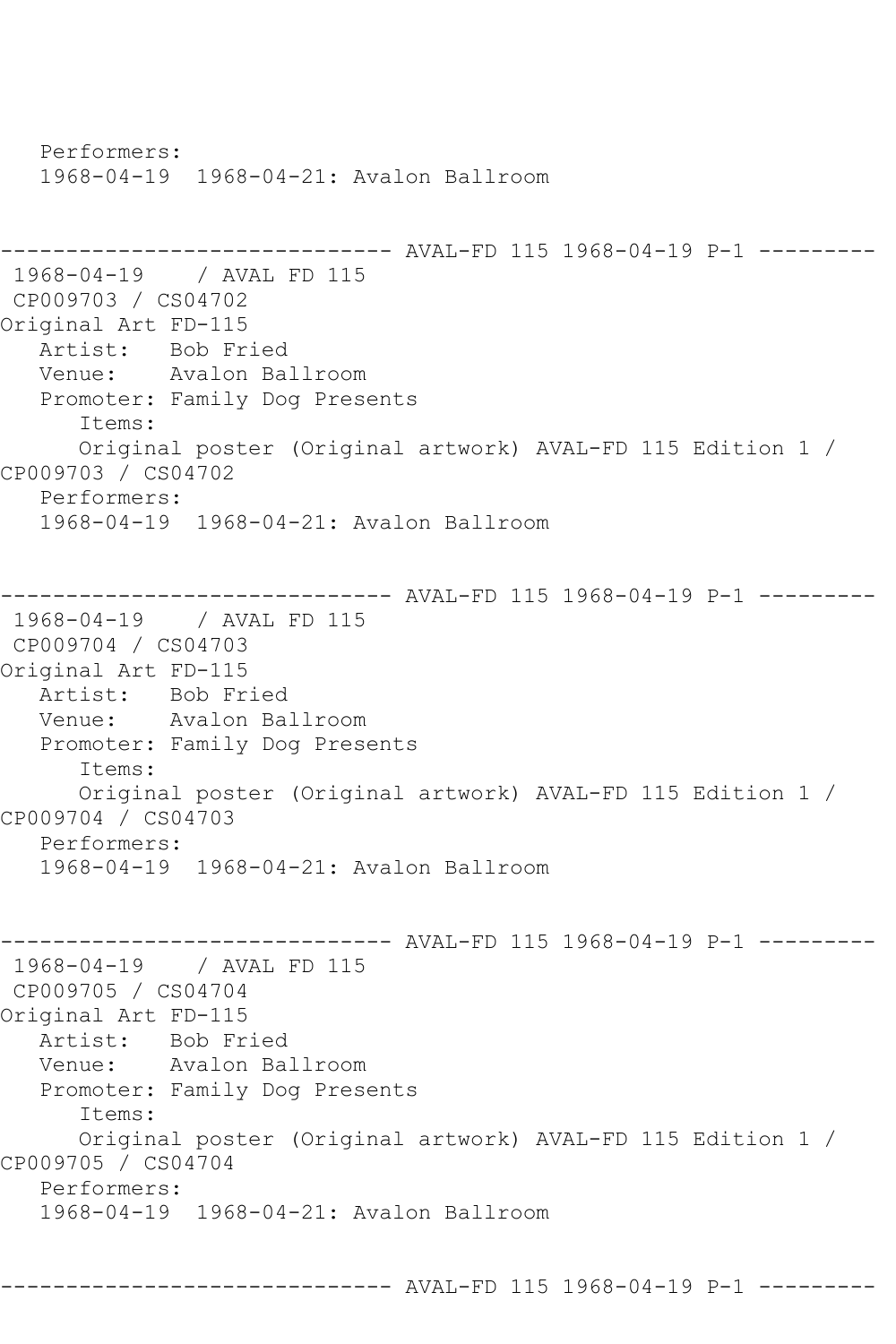Performers:
1968-04-19  1968-04-21: Avalon Ballroom

------------------------------ AVAL-FD 115 1968-04-19 P-1 ---------

1968-04-19    / AVAL FD 115
CP009703 / CS04702
Original Art FD-115
Artist:   Bob Fried
Venue:    Avalon Ballroom
Promoter: Family Dog Presents
Items:
Original poster (Original artwork) AVAL-FD 115 Edition 1 / CP009703 / CS04702
Performers:
1968-04-19  1968-04-21: Avalon Ballroom

------------------------------ AVAL-FD 115 1968-04-19 P-1 ---------

1968-04-19    / AVAL FD 115
CP009704 / CS04703
Original Art FD-115
Artist:   Bob Fried
Venue:    Avalon Ballroom
Promoter: Family Dog Presents
Items:
Original poster (Original artwork) AVAL-FD 115 Edition 1 / CP009704 / CS04703
Performers:
1968-04-19  1968-04-21: Avalon Ballroom

------------------------------ AVAL-FD 115 1968-04-19 P-1 ---------

1968-04-19    / AVAL FD 115
CP009705 / CS04704
Original Art FD-115
Artist:   Bob Fried
Venue:    Avalon Ballroom
Promoter: Family Dog Presents
Items:
Original poster (Original artwork) AVAL-FD 115 Edition 1 / CP009705 / CS04704
Performers:
1968-04-19  1968-04-21: Avalon Ballroom

------------------------------ AVAL-FD 115 1968-04-19 P-1 ---------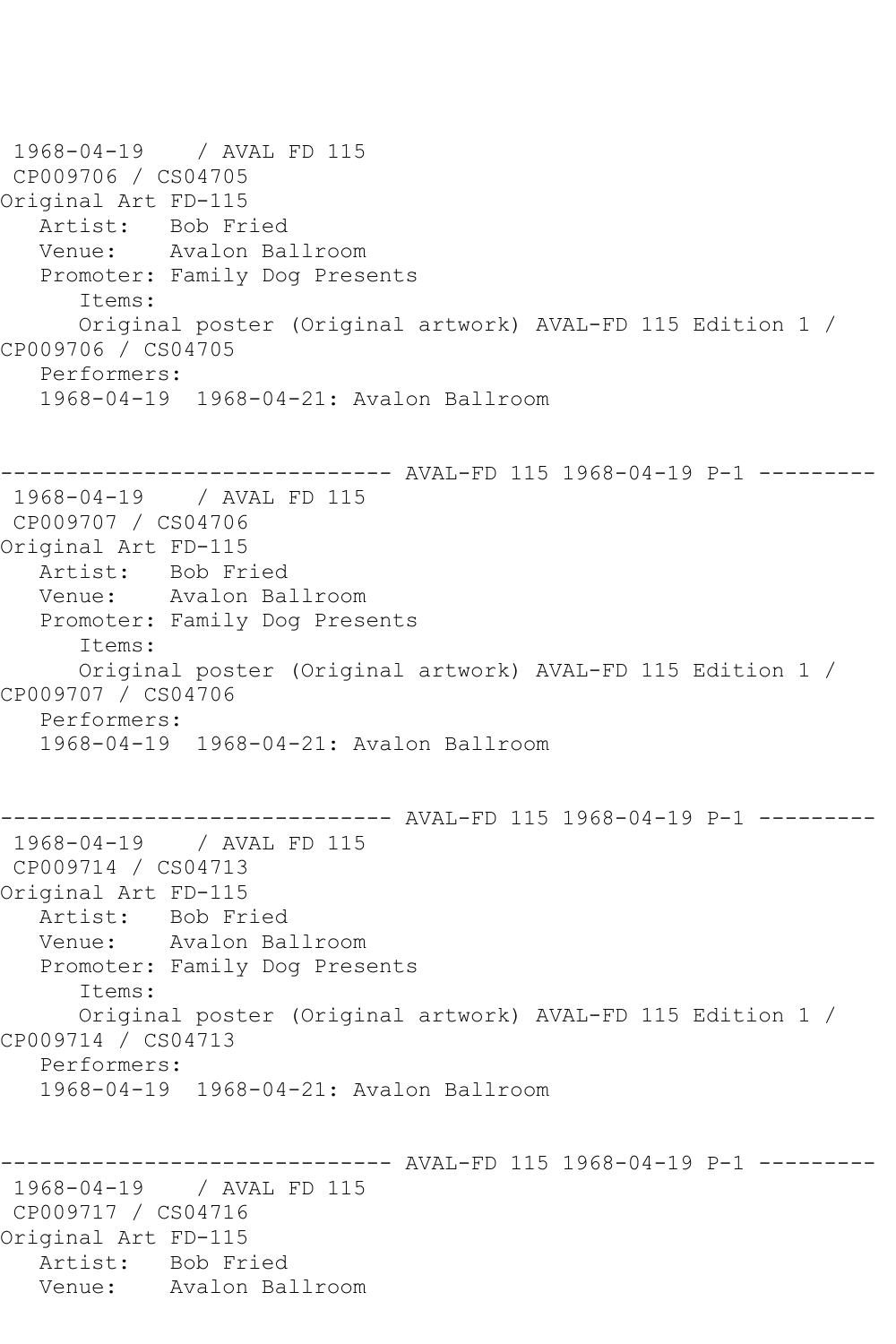```
1968-04-19    / AVAL FD 115
 CP009706 / CS04705
Original Art FD-115
   Artist:   Bob Fried
   Venue:    Avalon Ballroom
   Promoter: Family Dog Presents
      Items:
      Original poster (Original artwork) AVAL-FD 115 Edition 1 /
CP009706 / CS04705
   Performers:
   1968-04-19  1968-04-21: Avalon Ballroom


------------------------------ AVAL-FD 115 1968-04-19 P-1 ---------
 1968-04-19    / AVAL FD 115
 CP009707 / CS04706
Original Art FD-115
   Artist:   Bob Fried
   Venue:    Avalon Ballroom
   Promoter: Family Dog Presents
      Items:
      Original poster (Original artwork) AVAL-FD 115 Edition 1 /
CP009707 / CS04706
   Performers:
   1968-04-19  1968-04-21: Avalon Ballroom


------------------------------ AVAL-FD 115 1968-04-19 P-1 ---------
 1968-04-19    / AVAL FD 115
 CP009714 / CS04713
Original Art FD-115
   Artist:   Bob Fried
   Venue:    Avalon Ballroom
   Promoter: Family Dog Presents
      Items:
      Original poster (Original artwork) AVAL-FD 115 Edition 1 /
CP009714 / CS04713
   Performers:
   1968-04-19  1968-04-21: Avalon Ballroom


------------------------------ AVAL-FD 115 1968-04-19 P-1 ---------
 1968-04-19    / AVAL FD 115
 CP009717 / CS04716
Original Art FD-115
   Artist:   Bob Fried
   Venue:    Avalon Ballroom
```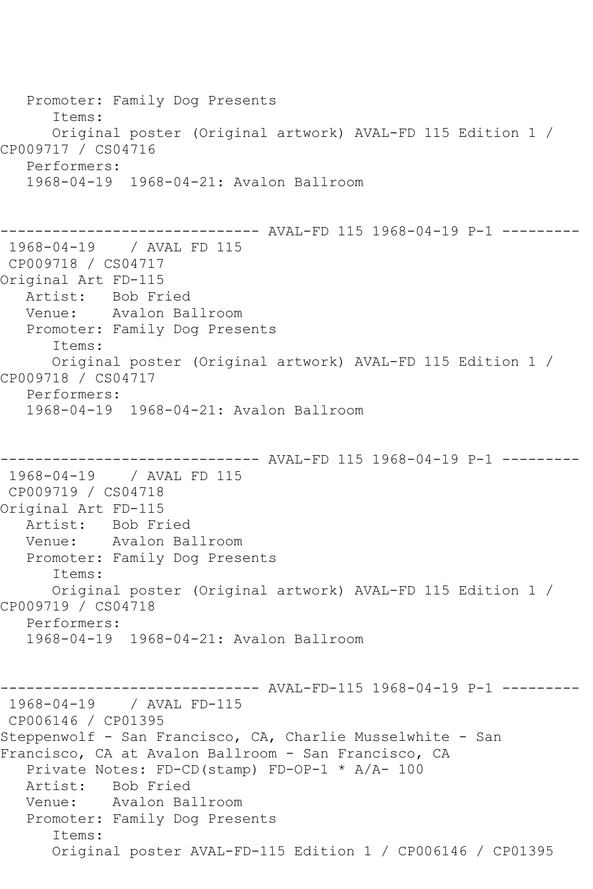Promoter: Family Dog Presents
      Items:
      Original poster (Original artwork) AVAL-FD 115 Edition 1 / CP009717 / CS04716
   Performers:
   1968-04-19  1968-04-21: Avalon Ballroom

------------------------------ AVAL-FD 115 1968-04-19 P-1 ---------
 1968-04-19    / AVAL FD 115
 CP009718 / CS04717
Original Art FD-115
   Artist:   Bob Fried
   Venue:    Avalon Ballroom
   Promoter: Family Dog Presents
      Items:
      Original poster (Original artwork) AVAL-FD 115 Edition 1 / CP009718 / CS04717
   Performers:
   1968-04-19  1968-04-21: Avalon Ballroom

------------------------------ AVAL-FD 115 1968-04-19 P-1 ---------
 1968-04-19    / AVAL FD 115
 CP009719 / CS04718
Original Art FD-115
   Artist:   Bob Fried
   Venue:    Avalon Ballroom
   Promoter: Family Dog Presents
      Items:
      Original poster (Original artwork) AVAL-FD 115 Edition 1 / CP009719 / CS04718
   Performers:
   1968-04-19  1968-04-21: Avalon Ballroom

------------------------------ AVAL-FD-115 1968-04-19 P-1 ---------
 1968-04-19    / AVAL FD-115
 CP006146 / CP01395
Steppenwolf - San Francisco, CA, Charlie Musselwhite - San Francisco, CA at Avalon Ballroom - San Francisco, CA
   Private Notes: FD-CD(stamp) FD-OP-1 * A/A- 100
   Artist:   Bob Fried
   Venue:    Avalon Ballroom
   Promoter: Family Dog Presents
      Items:
      Original poster AVAL-FD-115 Edition 1 / CP006146 / CP01395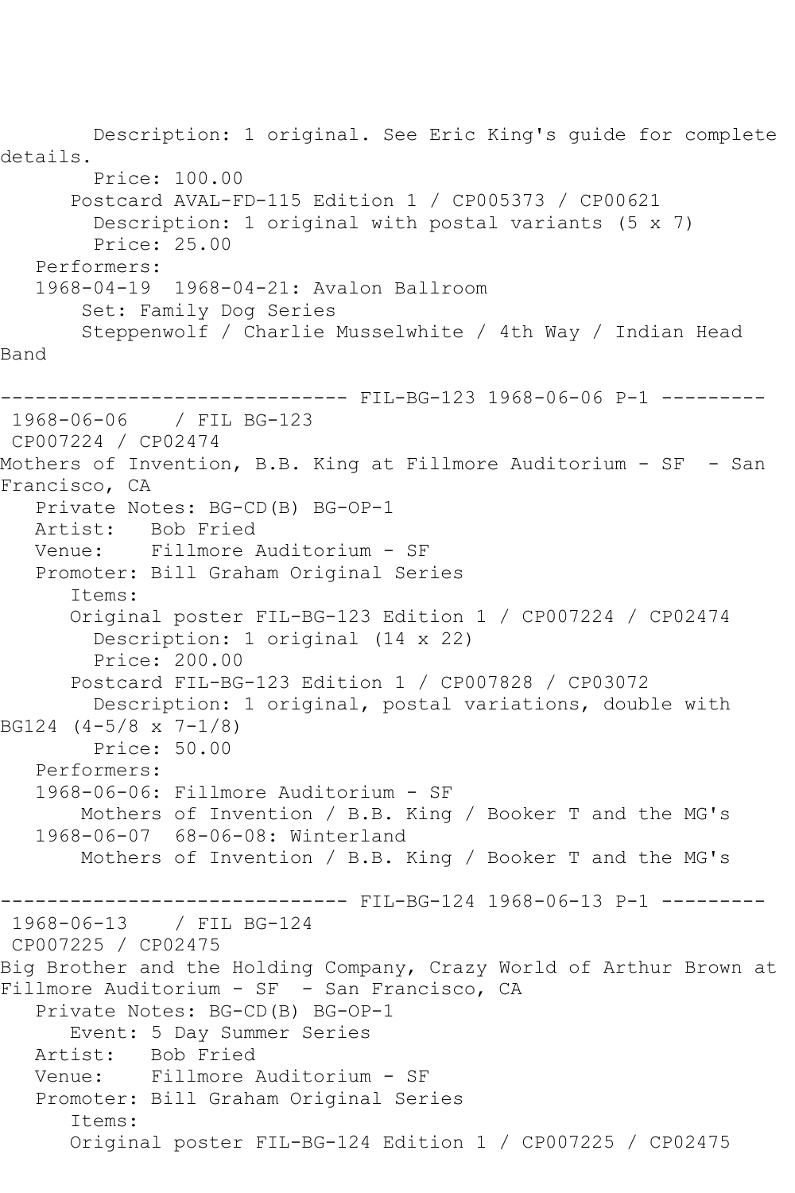Description: 1 original. See Eric King's guide for complete details.
Price: 100.00
Postcard AVAL-FD-115 Edition 1 / CP005373 / CP00621
Description: 1 original with postal variants (5 x 7)
Price: 25.00
Performers:
1968-04-19 1968-04-21: Avalon Ballroom
Set: Family Dog Series
Steppenwolf / Charlie Musselwhite / 4th Way / Indian Head Band

------------------------------ FIL-BG-123 1968-06-06 P-1 ---------

1968-06-06 / FIL BG-123
CP007224 / CP02474
Mothers of Invention, B.B. King at Fillmore Auditorium - SF - San Francisco, CA
Private Notes: BG-CD(B) BG-OP-1
Artist: Bob Fried
Venue: Fillmore Auditorium - SF
Promoter: Bill Graham Original Series
Items:
Original poster FIL-BG-123 Edition 1 / CP007224 / CP02474
Description: 1 original (14 x 22)
Price: 200.00
Postcard FIL-BG-123 Edition 1 / CP007828 / CP03072
Description: 1 original, postal variations, double with BG124 (4-5/8 x 7-1/8)
Price: 50.00
Performers:
1968-06-06: Fillmore Auditorium - SF
Mothers of Invention / B.B. King / Booker T and the MG's
1968-06-07 68-06-08: Winterland
Mothers of Invention / B.B. King / Booker T and the MG's

------------------------------ FIL-BG-124 1968-06-13 P-1 ---------

1968-06-13 / FIL BG-124
CP007225 / CP02475
Big Brother and the Holding Company, Crazy World of Arthur Brown at Fillmore Auditorium - SF - San Francisco, CA
Private Notes: BG-CD(B) BG-OP-1
Event: 5 Day Summer Series
Artist: Bob Fried
Venue: Fillmore Auditorium - SF
Promoter: Bill Graham Original Series
Items:
Original poster FIL-BG-124 Edition 1 / CP007225 / CP02475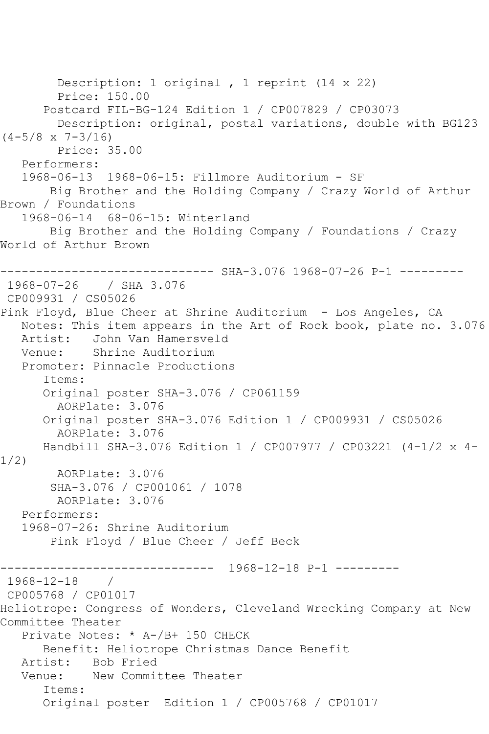Description: 1 original , 1 reprint (14 x 22)
Price: 150.00
Postcard FIL-BG-124 Edition 1 / CP007829 / CP03073
Description: original, postal variations, double with BG123 (4-5/8 x 7-3/16)
Price: 35.00
Performers:
1968-06-13 1968-06-15: Fillmore Auditorium - SF
Big Brother and the Holding Company / Crazy World of Arthur Brown / Foundations
1968-06-14 68-06-15: Winterland
Big Brother and the Holding Company / Foundations / Crazy World of Arthur Brown

------------------------------ SHA-3.076 1968-07-26 P-1 ---------

1968-07-26 / SHA 3.076
CP009931 / CS05026
Pink Floyd, Blue Cheer at Shrine Auditorium - Los Angeles, CA
Notes: This item appears in the Art of Rock book, plate no. 3.076
Artist: John Van Hamersveld
Venue: Shrine Auditorium
Promoter: Pinnacle Productions
Items:
Original poster SHA-3.076 / CP061159
AORPlate: 3.076
Original poster SHA-3.076 Edition 1 / CP009931 / CS05026
AORPlate: 3.076
Handbill SHA-3.076 Edition 1 / CP007977 / CP03221 (4-1/2 x 4-1/2)
AORPlate: 3.076
SHA-3.076 / CP001061 / 1078
AORPlate: 3.076
Performers:
1968-07-26: Shrine Auditorium
Pink Floyd / Blue Cheer / Jeff Beck

------------------------------ 1968-12-18 P-1 ---------

1968-12-18 /
CP005768 / CP01017
Heliotrope: Congress of Wonders, Cleveland Wrecking Company at New Committee Theater
Private Notes: * A-/B+ 150 CHECK
Benefit: Heliotrope Christmas Dance Benefit
Artist: Bob Fried
Venue: New Committee Theater
Items:
Original poster Edition 1 / CP005768 / CP01017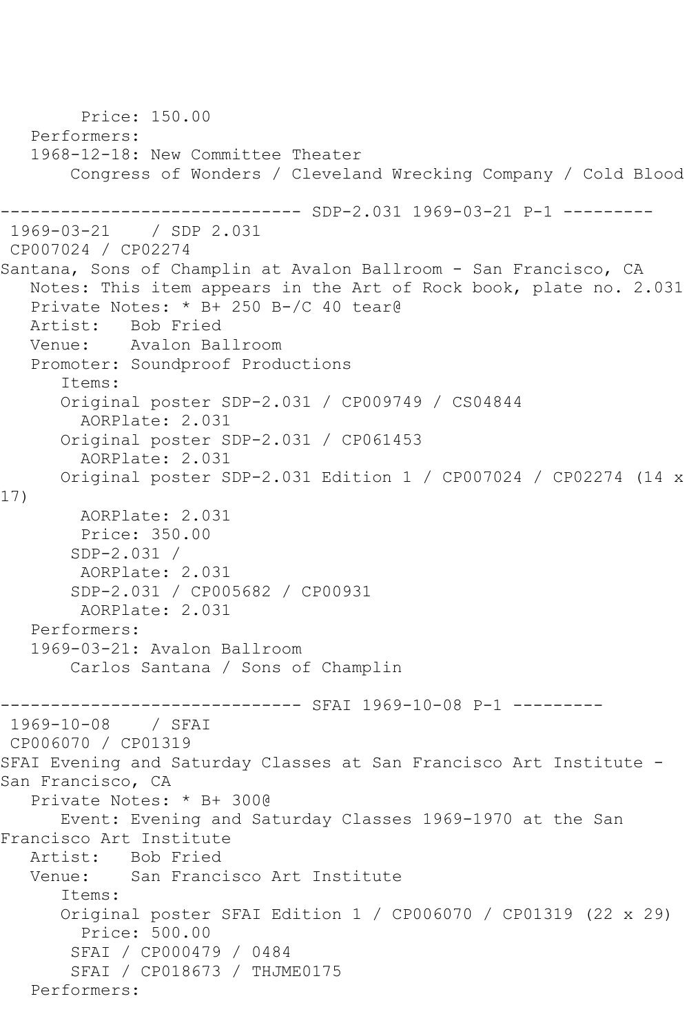```
        Price: 150.00
   Performers:
   1968-12-18: New Committee Theater
       Congress of Wonders / Cleveland Wrecking Company / Cold Blood

------------------------------ SDP-2.031 1969-03-21 P-1 ---------
 1969-03-21    / SDP 2.031
 CP007024 / CP02274
Santana, Sons of Champlin at Avalon Ballroom - San Francisco, CA
   Notes: This item appears in the Art of Rock book, plate no. 2.031
   Private Notes: * B+ 250 B-/C 40 tear@
   Artist:   Bob Fried
   Venue:    Avalon Ballroom
   Promoter: Soundproof Productions
      Items:
      Original poster SDP-2.031 / CP009749 / CS04844
        AORPlate: 2.031
      Original poster SDP-2.031 / CP061453
        AORPlate: 2.031
      Original poster SDP-2.031 Edition 1 / CP007024 / CP02274 (14 x 
17)
        AORPlate: 2.031
        Price: 350.00
       SDP-2.031 /
        AORPlate: 2.031
       SDP-2.031 / CP005682 / CP00931
        AORPlate: 2.031
   Performers:
   1969-03-21: Avalon Ballroom
       Carlos Santana / Sons of Champlin

------------------------------ SFAI 1969-10-08 P-1 ---------
 1969-10-08    / SFAI
 CP006070 / CP01319
SFAI Evening and Saturday Classes at San Francisco Art Institute - 
San Francisco, CA
   Private Notes: * B+ 300@
      Event: Evening and Saturday Classes 1969-1970 at the San 
Francisco Art Institute
   Artist:   Bob Fried
   Venue:    San Francisco Art Institute
      Items:
      Original poster SFAI Edition 1 / CP006070 / CP01319 (22 x 29)
        Price: 500.00
       SFAI / CP000479 / 0484
       SFAI / CP018673 / THJME0175
   Performers:
```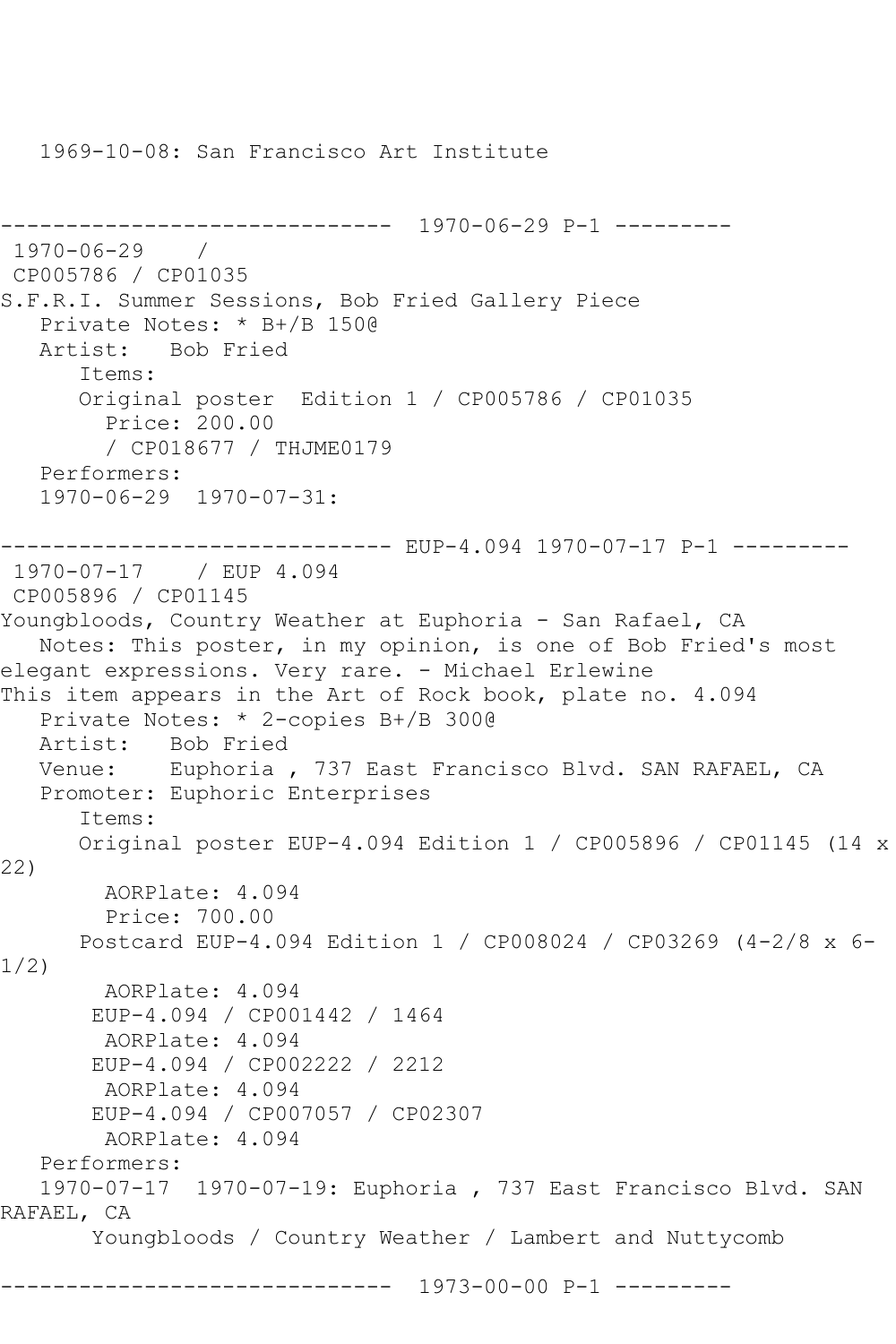1969-10-08: San Francisco Art Institute

------------------------------ 1970-06-29 P-1 ---------
1970-06-29 /
CP005786 / CP01035
S.F.R.I. Summer Sessions, Bob Fried Gallery Piece
Private Notes: * B+/B 150@
Artist: Bob Fried
Items:
Original poster Edition 1 / CP005786 / CP01035
Price: 200.00
/ CP018677 / THJME0179
Performers:
1970-06-29 1970-07-31:

------------------------------ EUP-4.094 1970-07-17 P-1 ---------
1970-07-17 / EUP 4.094
CP005896 / CP01145
Youngbloods, Country Weather at Euphoria - San Rafael, CA
Notes: This poster, in my opinion, is one of Bob Fried's most elegant expressions. Very rare. - Michael Erlewine
This item appears in the Art of Rock book, plate no. 4.094
Private Notes: * 2-copies B+/B 300@
Artist: Bob Fried
Venue: Euphoria , 737 East Francisco Blvd. SAN RAFAEL, CA
Promoter: Euphoric Enterprises
Items:
Original poster EUP-4.094 Edition 1 / CP005896 / CP01145 (14 x 22)
AORPlate: 4.094
Price: 700.00
Postcard EUP-4.094 Edition 1 / CP008024 / CP03269 (4-2/8 x 6-1/2)
AORPlate: 4.094
EUP-4.094 / CP001442 / 1464
AORPlate: 4.094
EUP-4.094 / CP002222 / 2212
AORPlate: 4.094
EUP-4.094 / CP007057 / CP02307
AORPlate: 4.094
Performers:
1970-07-17 1970-07-19: Euphoria , 737 East Francisco Blvd. SAN RAFAEL, CA
Youngbloods / Country Weather / Lambert and Nuttycomb

------------------------------ 1973-00-00 P-1 ---------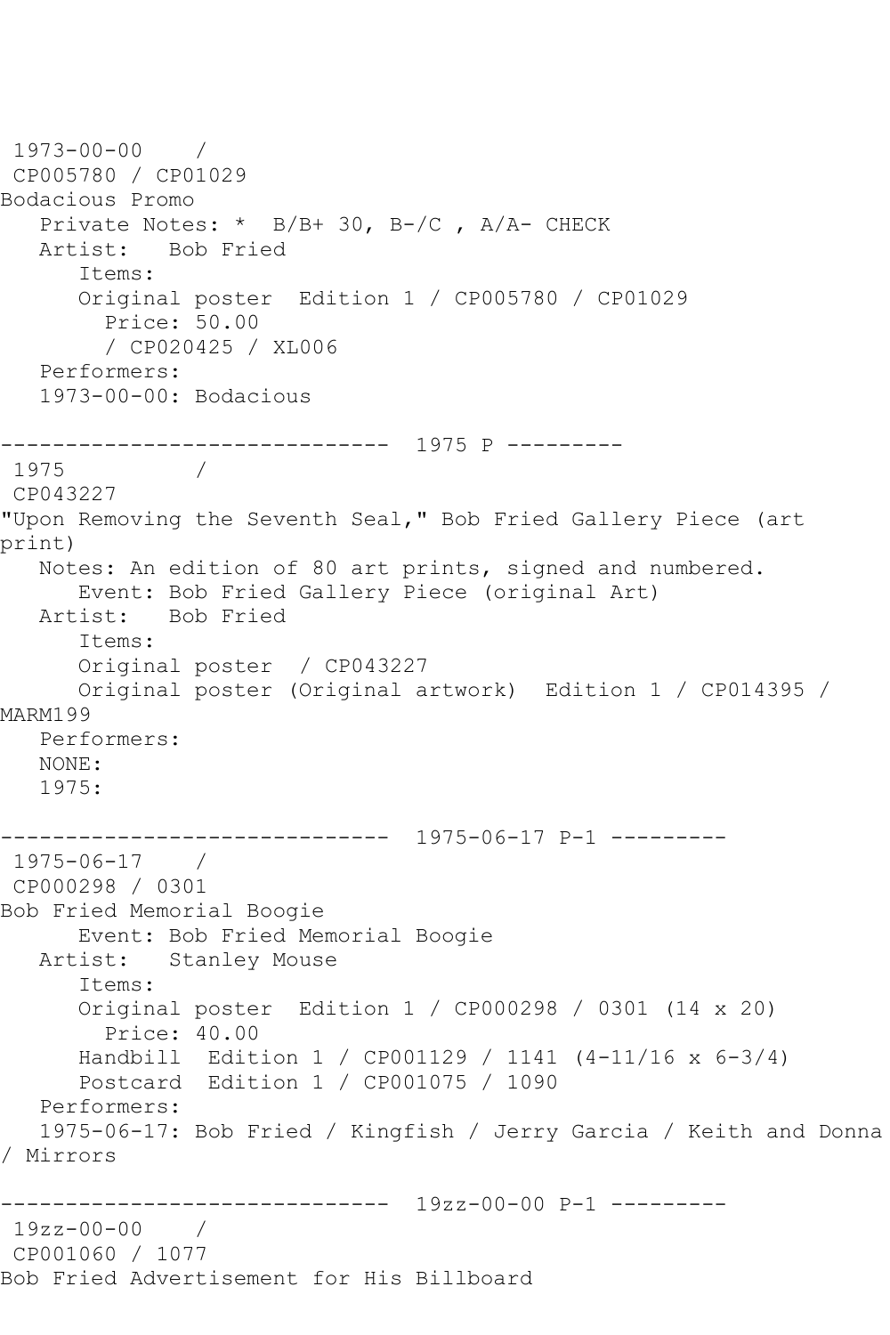1973-00-00 /
CP005780 / CP01029
Bodacious Promo
Private Notes: * B/B+ 30, B-/C , A/A- CHECK
Artist: Bob Fried
Items:
Original poster Edition 1 / CP005780 / CP01029
Price: 50.00
/ CP020425 / XL006
Performers:
1973-00-00: Bodacious

------------------------------ 1975 P ---------

1975 /
CP043227
"Upon Removing the Seventh Seal," Bob Fried Gallery Piece (art print)
Notes: An edition of 80 art prints, signed and numbered.
Event: Bob Fried Gallery Piece (original Art)
Artist: Bob Fried
Items:
Original poster / CP043227
Original poster (Original artwork) Edition 1 / CP014395 / MARM199
Performers:
NONE:
1975:

------------------------------ 1975-06-17 P-1 ---------

1975-06-17 /
CP000298 / 0301
Bob Fried Memorial Boogie
Event: Bob Fried Memorial Boogie
Artist: Stanley Mouse
Items:
Original poster Edition 1 / CP000298 / 0301 (14 x 20)
Price: 40.00
Handbill Edition 1 / CP001129 / 1141 (4-11/16 x 6-3/4)
Postcard Edition 1 / CP001075 / 1090
Performers:
1975-06-17: Bob Fried / Kingfish / Jerry Garcia / Keith and Donna / Mirrors

------------------------------ 19zz-00-00 P-1 ---------

19zz-00-00 /
CP001060 / 1077
Bob Fried Advertisement for His Billboard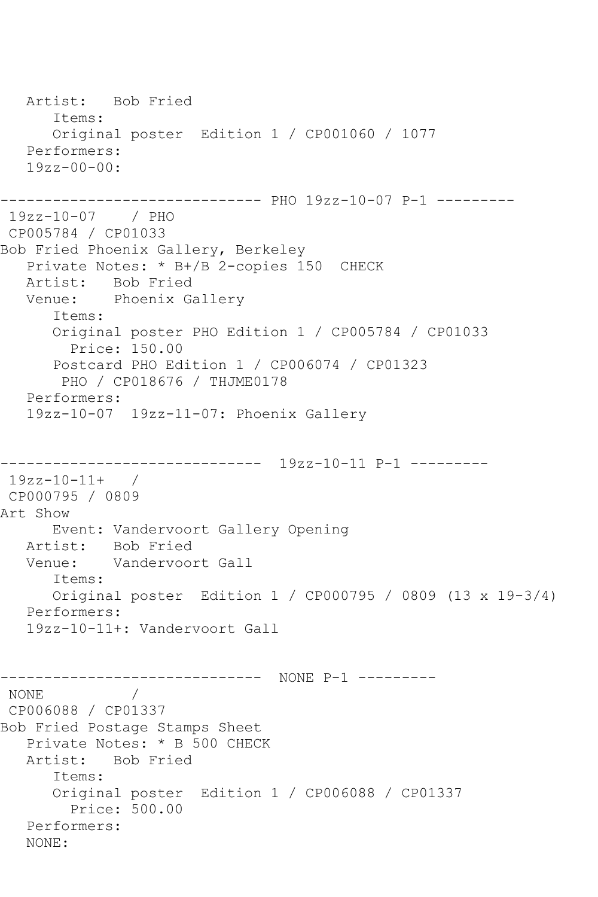```
   Artist:   Bob Fried
      Items:
      Original poster  Edition 1 / CP001060 / 1077
   Performers:
   19zz-00-00:

------------------------------ PHO 19zz-10-07 P-1 ---------
 19zz-10-07    / PHO
 CP005784 / CP01033
Bob Fried Phoenix Gallery, Berkeley
   Private Notes: * B+/B 2-copies 150  CHECK
   Artist:   Bob Fried
   Venue:    Phoenix Gallery
      Items:
      Original poster PHO Edition 1 / CP005784 / CP01033
        Price: 150.00
      Postcard PHO Edition 1 / CP006074 / CP01323
       PHO / CP018676 / THJME0178
   Performers:
   19zz-10-07  19zz-11-07: Phoenix Gallery


------------------------------  19zz-10-11 P-1 ---------
 19zz-10-11+   /
 CP000795 / 0809
Art Show
      Event: Vandervoort Gallery Opening
   Artist:   Bob Fried
   Venue:    Vandervoort Gall
      Items:
      Original poster  Edition 1 / CP000795 / 0809 (13 x 19-3/4)
   Performers:
   19zz-10-11+: Vandervoort Gall


------------------------------  NONE P-1 ---------
 NONE          /
 CP006088 / CP01337
Bob Fried Postage Stamps Sheet
   Private Notes: * B 500 CHECK
   Artist:   Bob Fried
      Items:
      Original poster  Edition 1 / CP006088 / CP01337
        Price: 500.00
   Performers:
   NONE:
```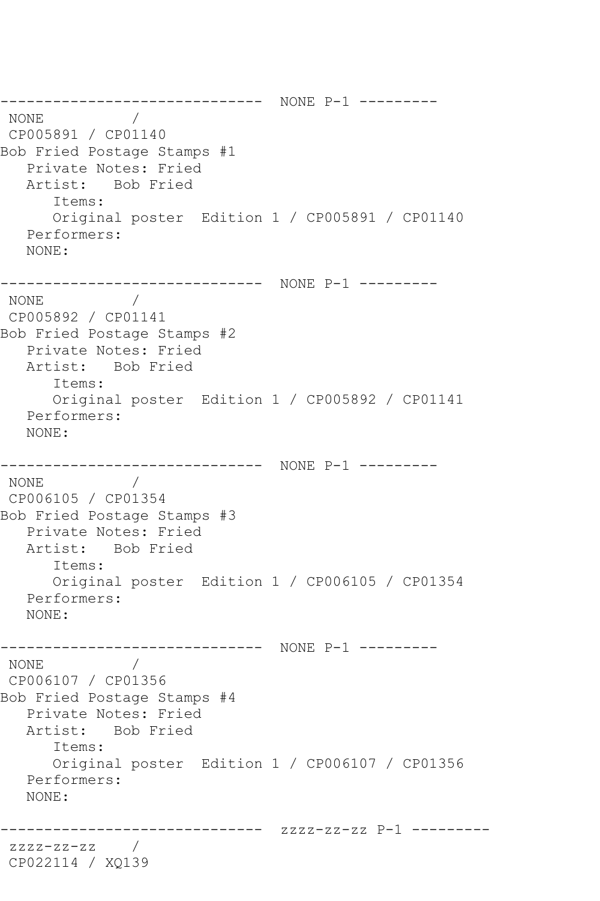```
------------------------------  NONE P-1 ---------
 NONE          /
 CP005891 / CP01140
Bob Fried Postage Stamps #1
   Private Notes: Fried
   Artist:   Bob Fried
      Items:
      Original poster  Edition 1 / CP005891 / CP01140
   Performers:
   NONE:

------------------------------  NONE P-1 ---------
 NONE          /
 CP005892 / CP01141
Bob Fried Postage Stamps #2
   Private Notes: Fried
   Artist:   Bob Fried
      Items:
      Original poster  Edition 1 / CP005892 / CP01141
   Performers:
   NONE:

------------------------------  NONE P-1 ---------
 NONE          /
 CP006105 / CP01354
Bob Fried Postage Stamps #3
   Private Notes: Fried
   Artist:   Bob Fried
      Items:
      Original poster  Edition 1 / CP006105 / CP01354
   Performers:
   NONE:

------------------------------  NONE P-1 ---------
 NONE          /
 CP006107 / CP01356
Bob Fried Postage Stamps #4
   Private Notes: Fried
   Artist:   Bob Fried
      Items:
      Original poster  Edition 1 / CP006107 / CP01356
   Performers:
   NONE:

------------------------------  zzzz-zz-zz P-1 ---------
 zzzz-zz-zz    /
 CP022114 / XQ139
```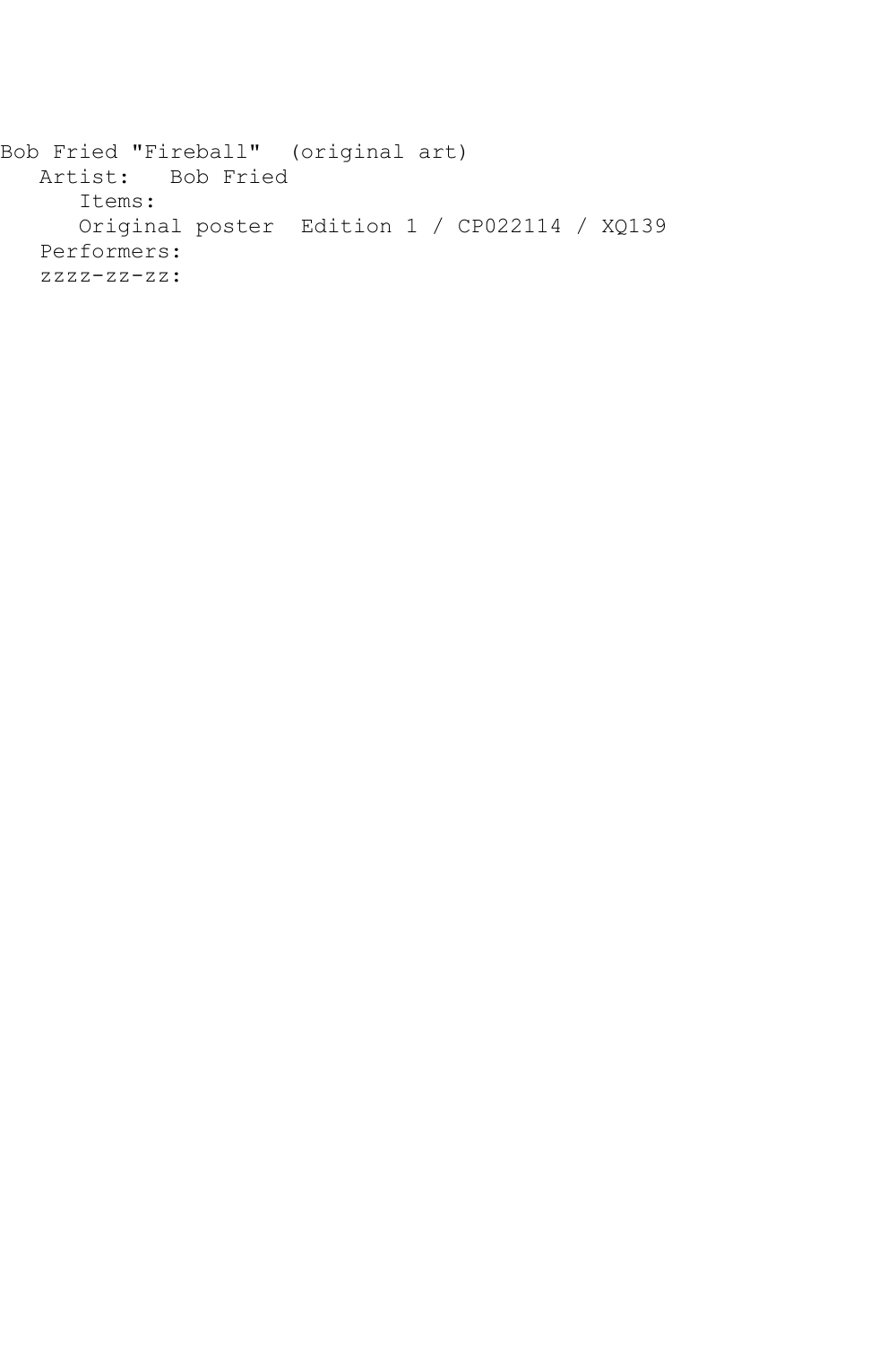Bob Fried "Fireball"  (original art)

Artist:   Bob Fried

Items:

Original poster  Edition 1 / CP022114 / XQ139

Performers:

zzzz-zz-zz: